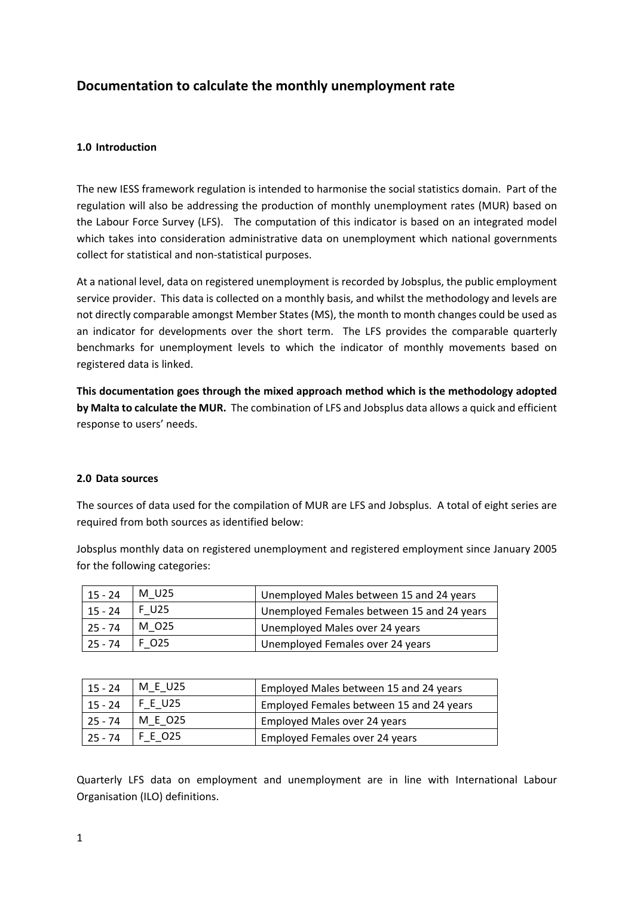# Documentation to calculate the monthly unemployment rate

## 1.0 Introduction

The new IESS framework regulation is intended to harmonise the social statistics domain. Part of the regulation will also be addressing the production of monthly unemployment rates (MUR) based on the Labour Force Survey (LFS). The computation of this indicator is based on an integrated model which takes into consideration administrative data on unemployment which national governments collect for statistical and non-statistical purposes.

At a national level, data on registered unemployment is recorded by Jobsplus, the public employment service provider. This data is collected on a monthly basis, and whilst the methodology and levels are not directly comparable amongst Member States (MS), the month to month changes could be used as an indicator for developments over the short term. The LFS provides the comparable quarterly benchmarks for unemployment levels to which the indicator of monthly movements based on registered data is linked.

**This documentation goes through the mixed approach method which is the methodology adopted by Malta to calculate the MUR.** The combination of LFS and Jobsplus data allows a quick and efficient response to users' needs.

## 2.0 Data sources

The sources of data used for the compilation of MUR are LFS and Jobsplus. A total of eight series are required from both sources as identified below:

Jobsplus monthly data on registered unemployment and registered employment since January 2005 for the following categories:

| | | |
|---|---|---|
| 15 - 24 | M_U25 | Unemployed Males between 15 and 24 years |
| 15 - 24 | F_U25 | Unemployed Females between 15 and 24 years |
| 25 - 74 | M_O25 | Unemployed Males over 24 years |
| 25 - 74 | F_O25 | Unemployed Females over 24 years |

| | | |
|---|---|---|
| 15 - 24 | M_E_U25 | Employed Males between 15 and 24 years |
| 15 - 24 | F_E_U25 | Employed Females between 15 and 24 years |
| 25 - 74 | M_E_O25 | Employed Males over 24 years |
| 25 - 74 | F_E_O25 | Employed Females over 24 years |

Quarterly LFS data on employment and unemployment are in line with International Labour Organisation (ILO) definitions.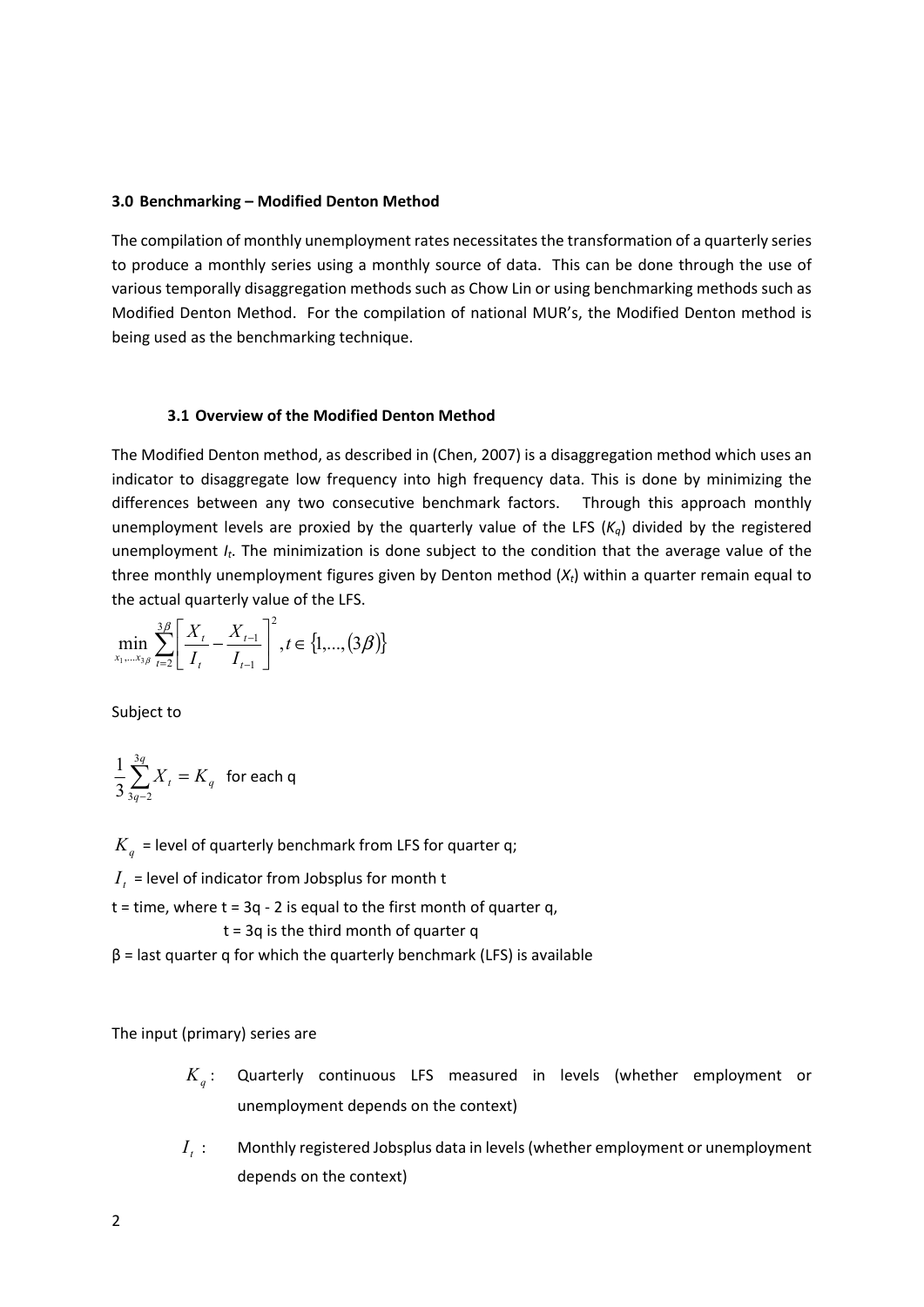## 3.0 Benchmarking – Modified Denton Method

The compilation of monthly unemployment rates necessitates the transformation of a quarterly series to produce a monthly series using a monthly source of data. This can be done through the use of various temporally disaggregation methods such as Chow Lin or using benchmarking methods such as Modified Denton Method. For the compilation of national MUR's, the Modified Denton method is being used as the benchmarking technique.

### 3.1 Overview of the Modified Denton Method

The Modified Denton method, as described in (Chen, 2007) is a disaggregation method which uses an indicator to disaggregate low frequency into high frequency data. This is done by minimizing the differences between any two consecutive benchmark factors. Through this approach monthly unemployment levels are proxied by the quarterly value of the LFS ($K_q$) divided by the registered unemployment $I_t$. The minimization is done subject to the condition that the average value of the three monthly unemployment figures given by Denton method ($X_t$) within a quarter remain equal to the actual quarterly value of the LFS.

$$\min_{x_1,\ldots x_{3\beta}} \sum_{t=2}^{3\beta} \left[ \frac{X_t}{I_t} - \frac{X_{t-1}}{I_{t-1}} \right]^2, t \in \{1,\ldots,(3\beta)\}$$

Subject to

$$\frac{1}{3} \sum_{3q-2}^{3q} X_t = K_q \quad \text{for each q}$$

$K_q$ = level of quarterly benchmark from LFS for quarter q;

$I_t$ = level of indicator from Jobsplus for month t

t = time, where t = 3q - 2 is equal to the first month of quarter q,

t = 3q is the third month of quarter q

β = last quarter q for which the quarterly benchmark (LFS) is available

The input (primary) series are

- $K_q$ : Quarterly continuous LFS measured in levels (whether employment or unemployment depends on the context)
- $I_t$ : Monthly registered Jobsplus data in levels (whether employment or unemployment depends on the context)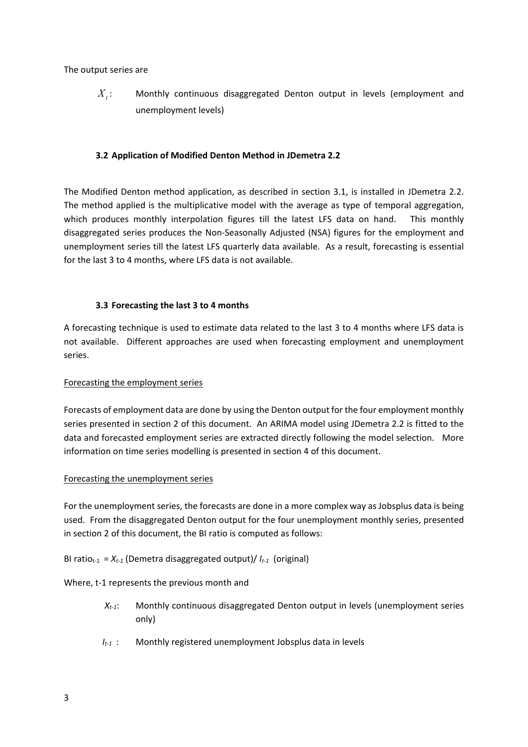The output series are

$X_t$: Monthly continuous disaggregated Denton output in levels (employment and unemployment levels)

### 3.2 Application of Modified Denton Method in JDemetra 2.2

The Modified Denton method application, as described in section 3.1, is installed in JDemetra 2.2. The method applied is the multiplicative model with the average as type of temporal aggregation, which produces monthly interpolation figures till the latest LFS data on hand. This monthly disaggregated series produces the Non-Seasonally Adjusted (NSA) figures for the employment and unemployment series till the latest LFS quarterly data available. As a result, forecasting is essential for the last 3 to 4 months, where LFS data is not available.

### 3.3 Forecasting the last 3 to 4 months

A forecasting technique is used to estimate data related to the last 3 to 4 months where LFS data is not available. Different approaches are used when forecasting employment and unemployment series.

<u>Forecasting the employment series</u>

Forecasts of employment data are done by using the Denton output for the four employment monthly series presented in section 2 of this document. An ARIMA model using JDemetra 2.2 is fitted to the data and forecasted employment series are extracted directly following the model selection. More information on time series modelling is presented in section 4 of this document.

<u>Forecasting the unemployment series</u>

For the unemployment series, the forecasts are done in a more complex way as Jobsplus data is being used. From the disaggregated Denton output for the four unemployment monthly series, presented in section 2 of this document, the BI ratio is computed as follows:

BI $\text{ratio}_{t-1} = X_{t-1}$ (Demetra disaggregated output)/ $I_{t-1}$ (original)

Where, t-1 represents the previous month and

$X_{t-1}$: Monthly continuous disaggregated Denton output in levels (unemployment series only)

$I_{t-1}$ : Monthly registered unemployment Jobsplus data in levels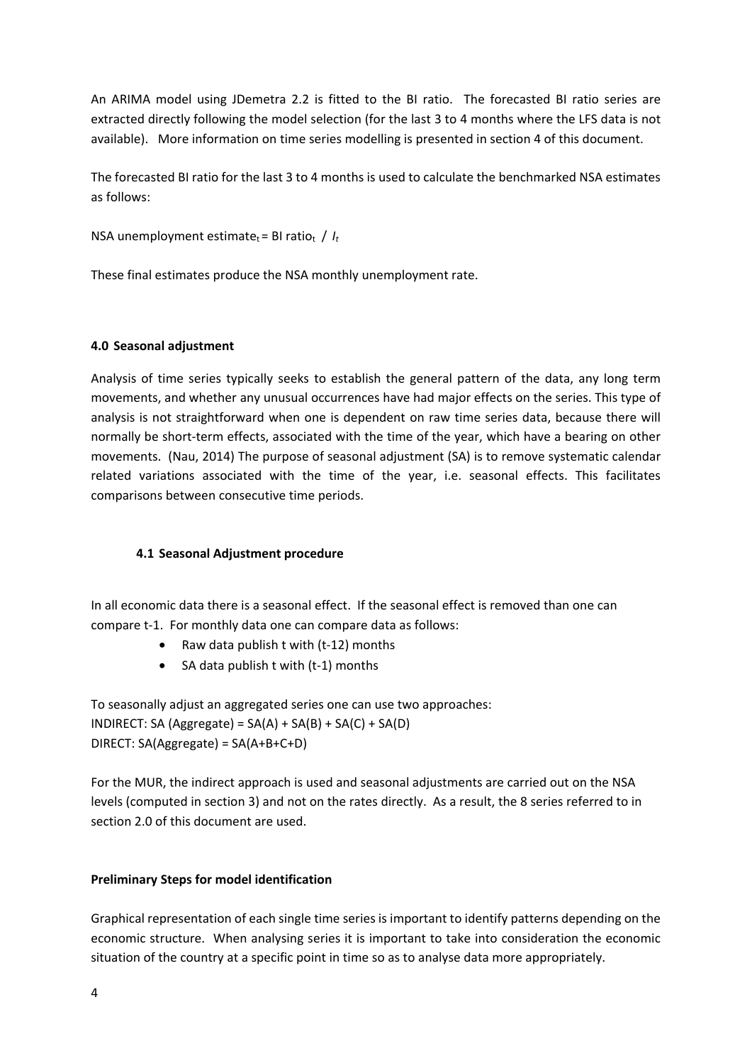An ARIMA model using JDemetra 2.2 is fitted to the BI ratio. The forecasted BI ratio series are extracted directly following the model selection (for the last 3 to 4 months where the LFS data is not available). More information on time series modelling is presented in section 4 of this document.

The forecasted BI ratio for the last 3 to 4 months is used to calculate the benchmarked NSA estimates as follows:

NSA unemployment estimate$_t$ = BI ratio$_t$ / $I_t$

These final estimates produce the NSA monthly unemployment rate.

## 4.0 Seasonal adjustment

Analysis of time series typically seeks to establish the general pattern of the data, any long term movements, and whether any unusual occurrences have had major effects on the series. This type of analysis is not straightforward when one is dependent on raw time series data, because there will normally be short-term effects, associated with the time of the year, which have a bearing on other movements. (Nau, 2014) The purpose of seasonal adjustment (SA) is to remove systematic calendar related variations associated with the time of the year, i.e. seasonal effects. This facilitates comparisons between consecutive time periods.

### 4.1 Seasonal Adjustment procedure

In all economic data there is a seasonal effect. If the seasonal effect is removed than one can compare t-1. For monthly data one can compare data as follows:

- Raw data publish t with (t-12) months
- SA data publish t with (t-1) months

To seasonally adjust an aggregated series one can use two approaches:
INDIRECT: SA (Aggregate) = SA(A) + SA(B) + SA(C) + SA(D)
DIRECT: SA(Aggregate) = SA(A+B+C+D)

For the MUR, the indirect approach is used and seasonal adjustments are carried out on the NSA levels (computed in section 3) and not on the rates directly. As a result, the 8 series referred to in section 2.0 of this document are used.

**Preliminary Steps for model identification**

Graphical representation of each single time series is important to identify patterns depending on the economic structure. When analysing series it is important to take into consideration the economic situation of the country at a specific point in time so as to analyse data more appropriately.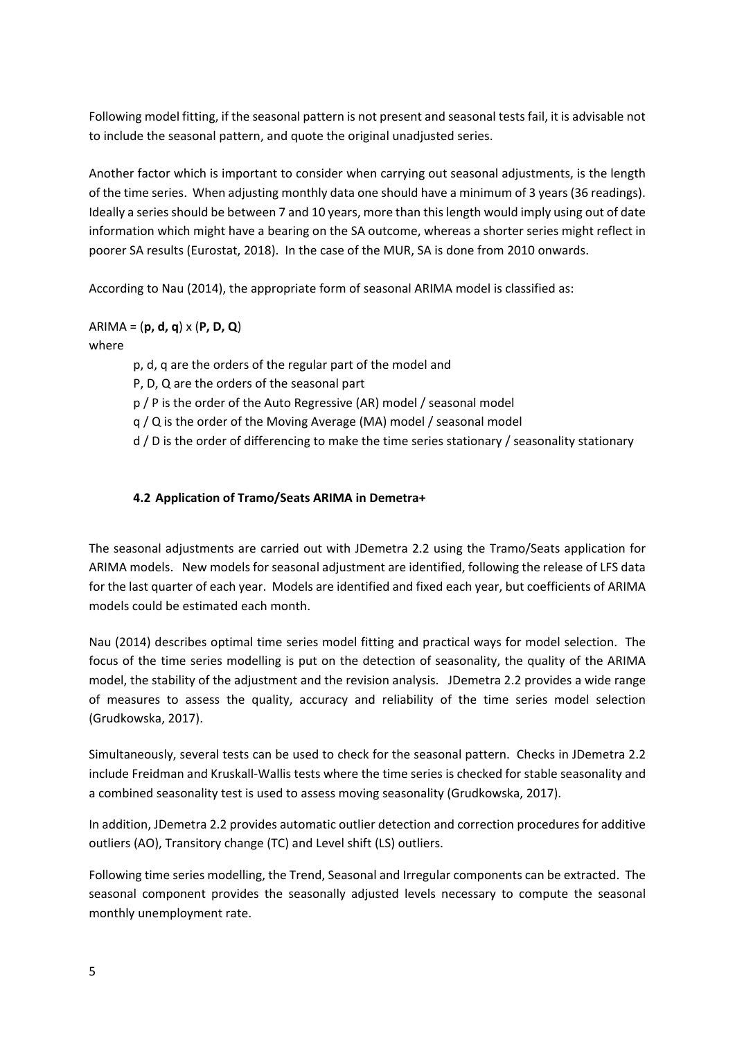Following model fitting, if the seasonal pattern is not present and seasonal tests fail, it is advisable not to include the seasonal pattern, and quote the original unadjusted series.

Another factor which is important to consider when carrying out seasonal adjustments, is the length of the time series. When adjusting monthly data one should have a minimum of 3 years (36 readings). Ideally a series should be between 7 and 10 years, more than this length would imply using out of date information which might have a bearing on the SA outcome, whereas a shorter series might reflect in poorer SA results (Eurostat, 2018). In the case of the MUR, SA is done from 2010 onwards.

According to Nau (2014), the appropriate form of seasonal ARIMA model is classified as:

ARIMA = (**p, d, q**) x (**P, D, Q**)
where

- p, d, q are the orders of the regular part of the model and
- P, D, Q are the orders of the seasonal part
- p / P is the order of the Auto Regressive (AR) model / seasonal model
- q / Q is the order of the Moving Average (MA) model / seasonal model
- d / D is the order of differencing to make the time series stationary / seasonality stationary

### 4.2 Application of Tramo/Seats ARIMA in Demetra+

The seasonal adjustments are carried out with JDemetra 2.2 using the Tramo/Seats application for ARIMA models. New models for seasonal adjustment are identified, following the release of LFS data for the last quarter of each year. Models are identified and fixed each year, but coefficients of ARIMA models could be estimated each month.

Nau (2014) describes optimal time series model fitting and practical ways for model selection. The focus of the time series modelling is put on the detection of seasonality, the quality of the ARIMA model, the stability of the adjustment and the revision analysis. JDemetra 2.2 provides a wide range of measures to assess the quality, accuracy and reliability of the time series model selection (Grudkowska, 2017).

Simultaneously, several tests can be used to check for the seasonal pattern. Checks in JDemetra 2.2 include Freidman and Kruskall-Wallis tests where the time series is checked for stable seasonality and a combined seasonality test is used to assess moving seasonality (Grudkowska, 2017).

In addition, JDemetra 2.2 provides automatic outlier detection and correction procedures for additive outliers (AO), Transitory change (TC) and Level shift (LS) outliers.

Following time series modelling, the Trend, Seasonal and Irregular components can be extracted. The seasonal component provides the seasonally adjusted levels necessary to compute the seasonal monthly unemployment rate.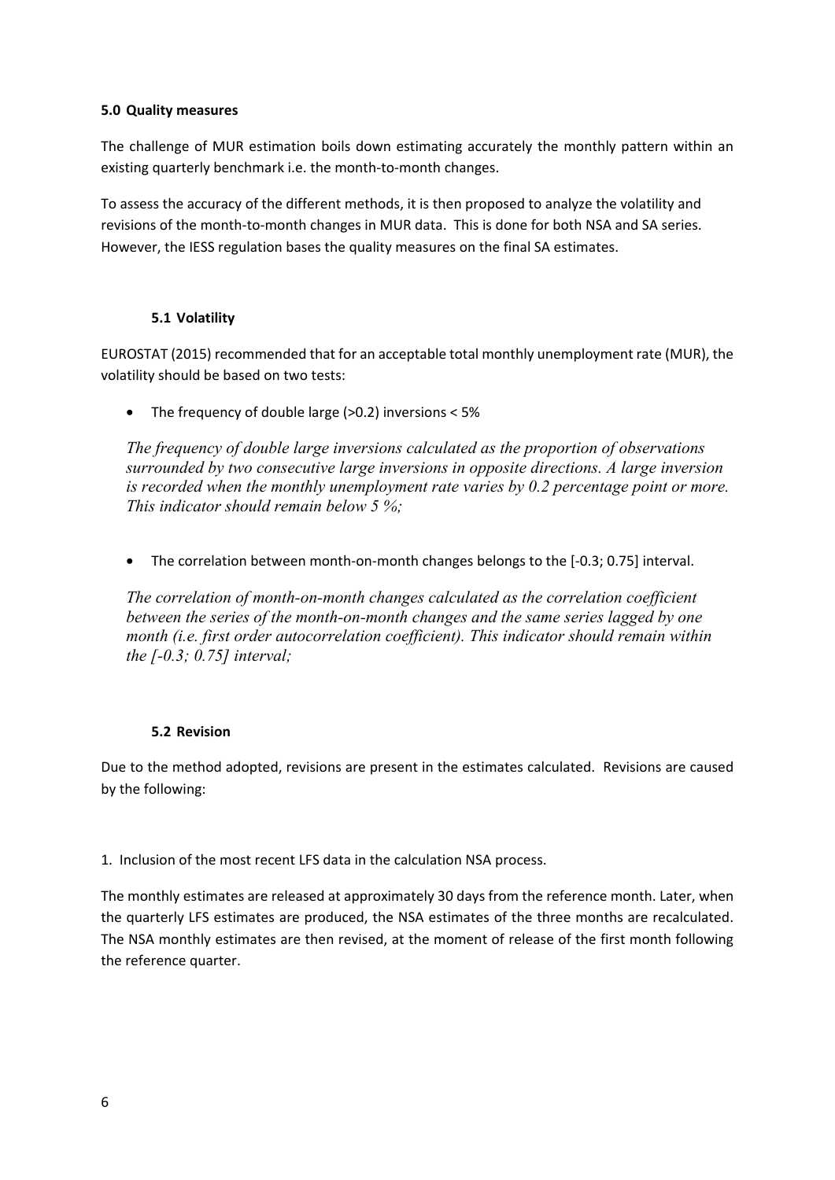## 5.0 Quality measures

The challenge of MUR estimation boils down estimating accurately the monthly pattern within an existing quarterly benchmark i.e. the month-to-month changes.

To assess the accuracy of the different methods, it is then proposed to analyze the volatility and revisions of the month-to-month changes in MUR data. This is done for both NSA and SA series. However, the IESS regulation bases the quality measures on the final SA estimates.

### 5.1 Volatility

EUROSTAT (2015) recommended that for an acceptable total monthly unemployment rate (MUR), the volatility should be based on two tests:

- The frequency of double large (>0.2) inversions < 5%

  *The frequency of double large inversions calculated as the proportion of observations surrounded by two consecutive large inversions in opposite directions. A large inversion is recorded when the monthly unemployment rate varies by 0.2 percentage point or more. This indicator should remain below 5 %;*

- The correlation between month-on-month changes belongs to the [-0.3; 0.75] interval.

  *The correlation of month-on-month changes calculated as the correlation coefficient between the series of the month-on-month changes and the same series lagged by one month (i.e. first order autocorrelation coefficient). This indicator should remain within the [-0.3; 0.75] interval;*

### 5.2 Revision

Due to the method adopted, revisions are present in the estimates calculated. Revisions are caused by the following:

1. Inclusion of the most recent LFS data in the calculation NSA process.

The monthly estimates are released at approximately 30 days from the reference month. Later, when the quarterly LFS estimates are produced, the NSA estimates of the three months are recalculated. The NSA monthly estimates are then revised, at the moment of release of the first month following the reference quarter.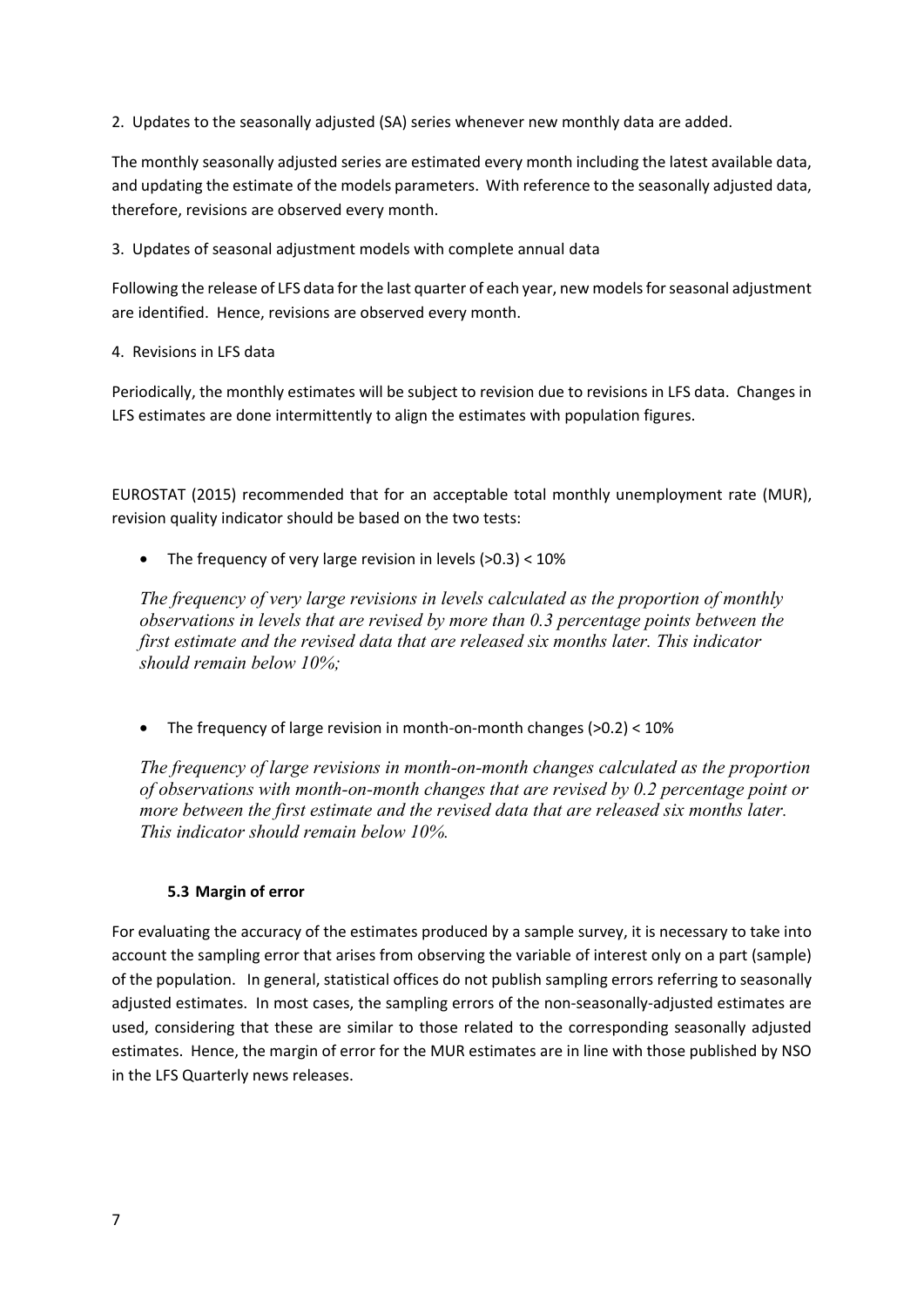2. Updates to the seasonally adjusted (SA) series whenever new monthly data are added.

The monthly seasonally adjusted series are estimated every month including the latest available data, and updating the estimate of the models parameters. With reference to the seasonally adjusted data, therefore, revisions are observed every month.

3. Updates of seasonal adjustment models with complete annual data

Following the release of LFS data for the last quarter of each year, new models for seasonal adjustment are identified. Hence, revisions are observed every month.

4. Revisions in LFS data

Periodically, the monthly estimates will be subject to revision due to revisions in LFS data. Changes in LFS estimates are done intermittently to align the estimates with population figures.

EUROSTAT (2015) recommended that for an acceptable total monthly unemployment rate (MUR), revision quality indicator should be based on the two tests:

- The frequency of very large revision in levels (>0.3) < 10%

  *The frequency of very large revisions in levels calculated as the proportion of monthly observations in levels that are revised by more than 0.3 percentage points between the first estimate and the revised data that are released six months later. This indicator should remain below 10%;*

- The frequency of large revision in month-on-month changes (>0.2) < 10%

  *The frequency of large revisions in month-on-month changes calculated as the proportion of observations with month-on-month changes that are revised by 0.2 percentage point or more between the first estimate and the revised data that are released six months later. This indicator should remain below 10%.*

### 5.3 Margin of error

For evaluating the accuracy of the estimates produced by a sample survey, it is necessary to take into account the sampling error that arises from observing the variable of interest only on a part (sample) of the population. In general, statistical offices do not publish sampling errors referring to seasonally adjusted estimates. In most cases, the sampling errors of the non-seasonally-adjusted estimates are used, considering that these are similar to those related to the corresponding seasonally adjusted estimates. Hence, the margin of error for the MUR estimates are in line with those published by NSO in the LFS Quarterly news releases.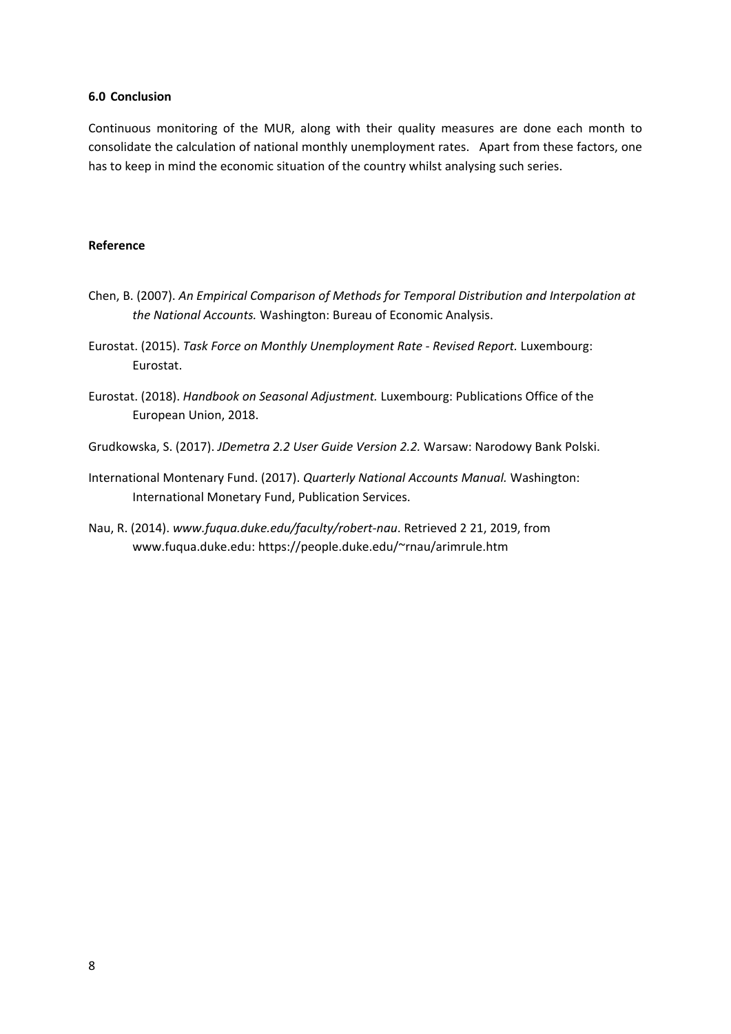### 6.0 Conclusion

Continuous monitoring of the MUR, along with their quality measures are done each month to consolidate the calculation of national monthly unemployment rates. Apart from these factors, one has to keep in mind the economic situation of the country whilst analysing such series.

### Reference

Chen, B. (2007). *An Empirical Comparison of Methods for Temporal Distribution and Interpolation at the National Accounts.* Washington: Bureau of Economic Analysis.

Eurostat. (2015). *Task Force on Monthly Unemployment Rate - Revised Report.* Luxembourg: Eurostat.

Eurostat. (2018). *Handbook on Seasonal Adjustment.* Luxembourg: Publications Office of the European Union, 2018.

Grudkowska, S. (2017). *JDemetra 2.2 User Guide Version 2.2.* Warsaw: Narodowy Bank Polski.

International Montenary Fund. (2017). *Quarterly National Accounts Manual.* Washington: International Monetary Fund, Publication Services.

Nau, R. (2014). *www.fuqua.duke.edu/faculty/robert-nau*. Retrieved 2 21, 2019, from www.fuqua.duke.edu: https://people.duke.edu/~rnau/arimrule.htm